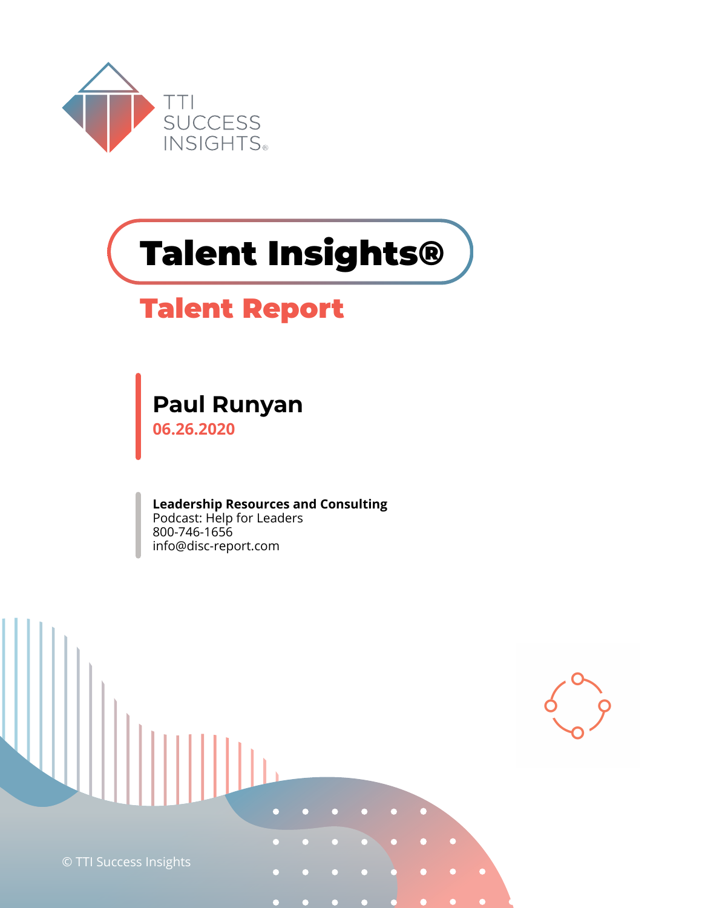TTI SUCCESS INSIGHTS®

# Talent Insights®

## Talent Report

**Paul Runyan**
**06.26.2020**

**Leadership Resources and Consulting**
Podcast: Help for Leaders
800-746-1656
info@disc-report.com

© TTI Success Insights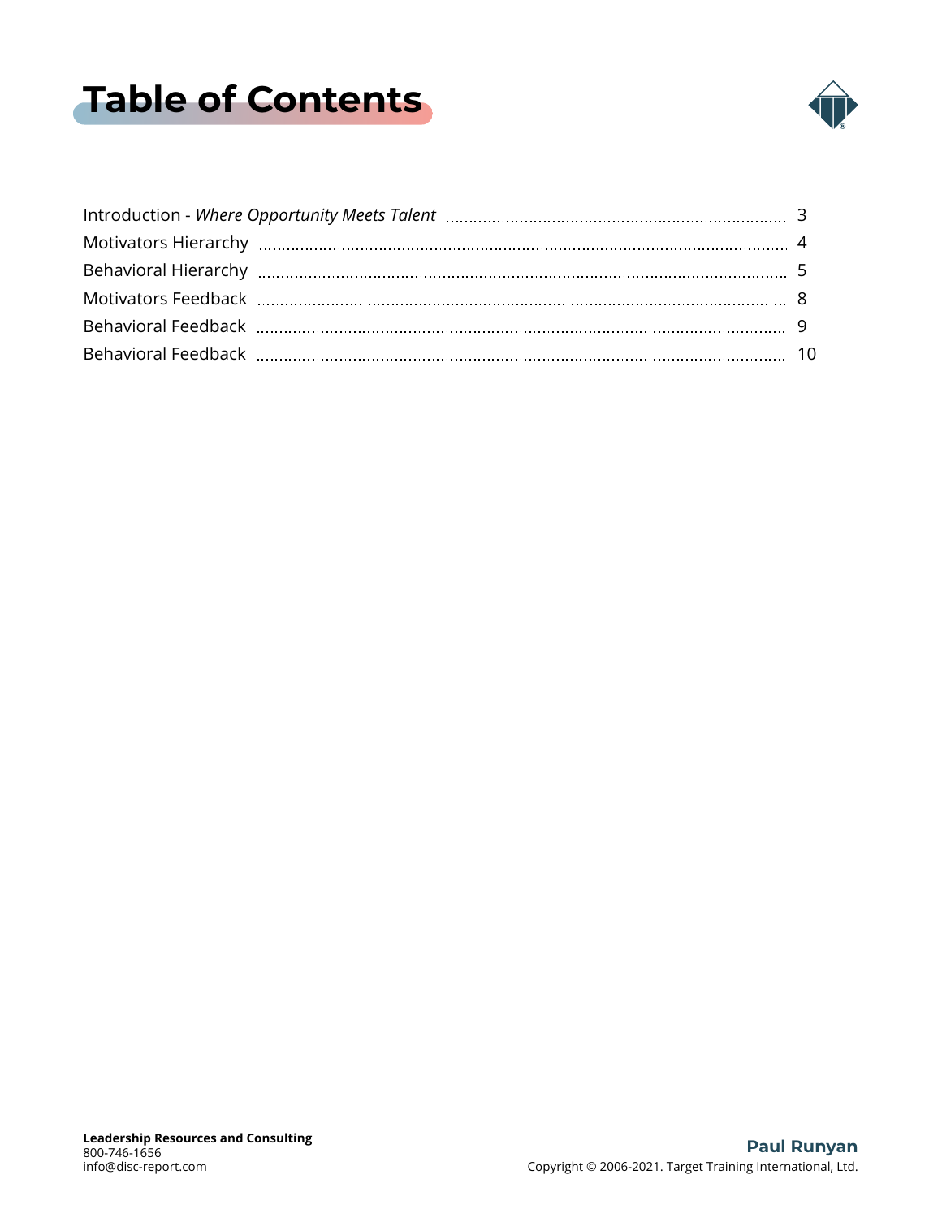# Table of Contents

| | |
|---|---|
| Introduction - *Where Opportunity Meets Talent* | 3 |
| Motivators Hierarchy | 4 |
| Behavioral Hierarchy | 5 |
| Motivators Feedback | 8 |
| Behavioral Feedback | 9 |
| Behavioral Feedback | 10 |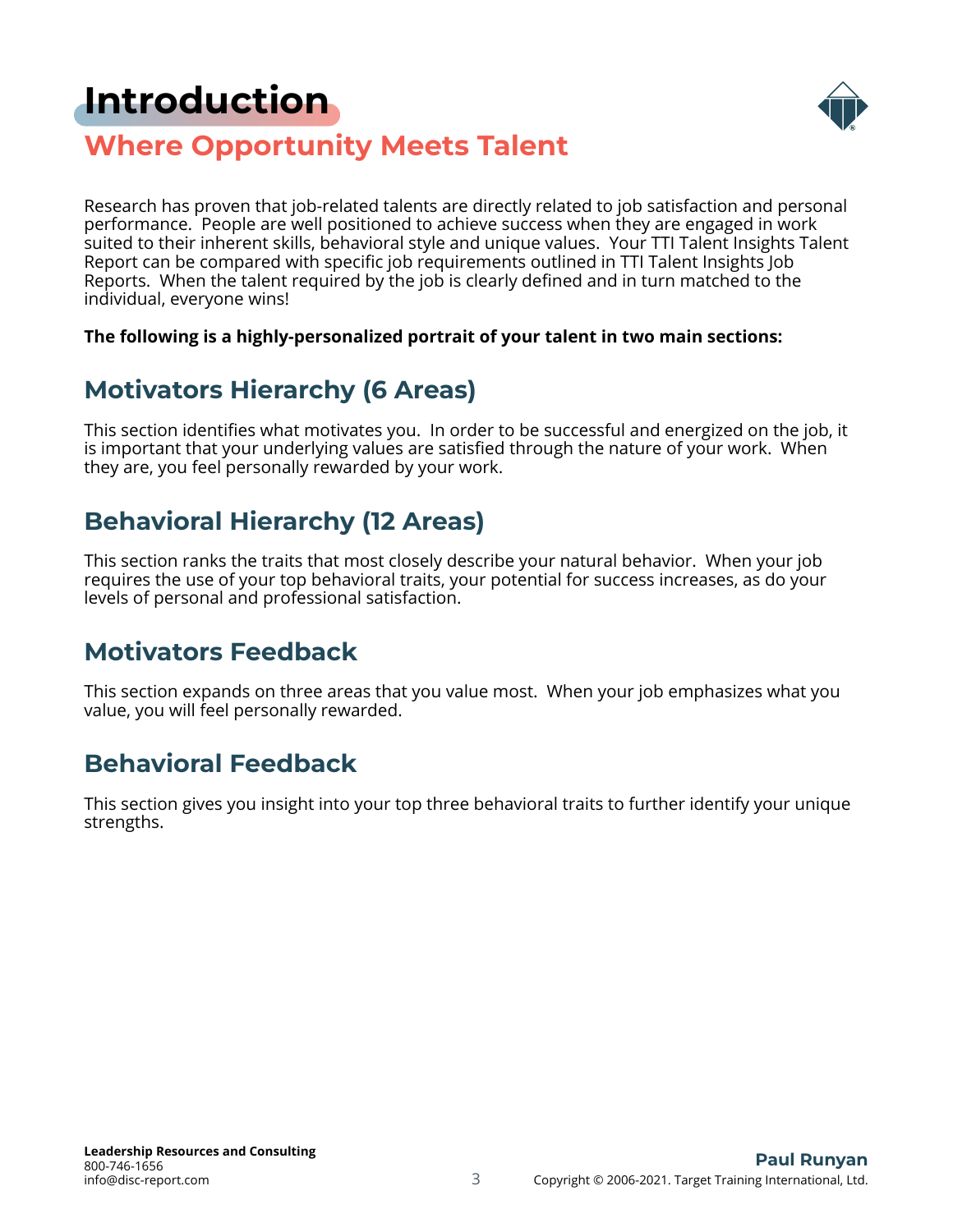# Introduction

## Where Opportunity Meets Talent

Research has proven that job-related talents are directly related to job satisfaction and personal performance. People are well positioned to achieve success when they are engaged in work suited to their inherent skills, behavioral style and unique values. Your TTI Talent Insights Talent Report can be compared with specific job requirements outlined in TTI Talent Insights Job Reports. When the talent required by the job is clearly defined and in turn matched to the individual, everyone wins!

**The following is a highly-personalized portrait of your talent in two main sections:**

## Motivators Hierarchy (6 Areas)

This section identifies what motivates you. In order to be successful and energized on the job, it is important that your underlying values are satisfied through the nature of your work. When they are, you feel personally rewarded by your work.

## Behavioral Hierarchy (12 Areas)

This section ranks the traits that most closely describe your natural behavior. When your job requires the use of your top behavioral traits, your potential for success increases, as do your levels of personal and professional satisfaction.

## Motivators Feedback

This section expands on three areas that you value most. When your job emphasizes what you value, you will feel personally rewarded.

## Behavioral Feedback

This section gives you insight into your top three behavioral traits to further identify your unique strengths.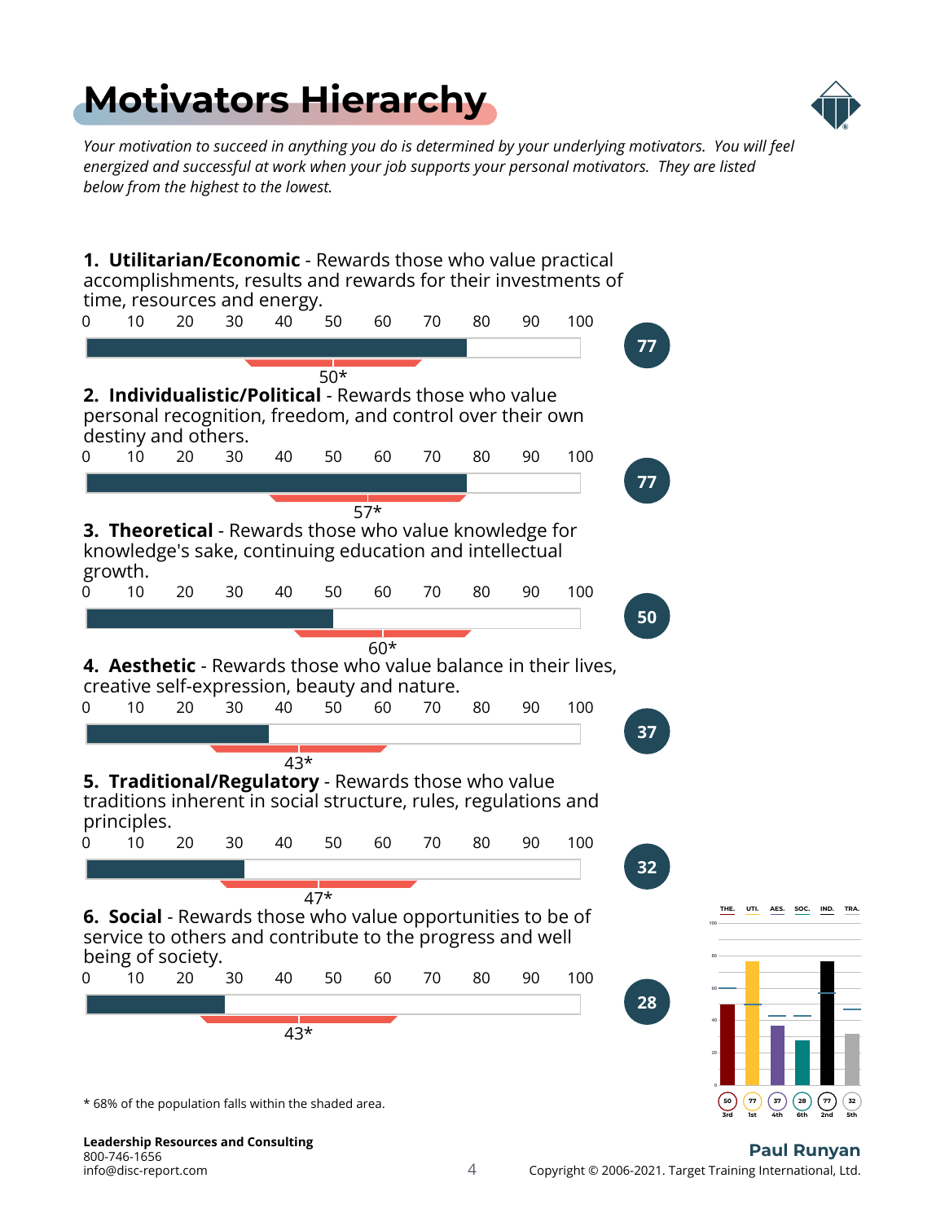# Motivators Hierarchy

*Your motivation to succeed in anything you do is determined by your underlying motivators. You will feel energized and successful at work when your job supports your personal motivators. They are listed below from the highest to the lowest.*

**1. Utilitarian/Economic** - Rewards those who value practical accomplishments, results and rewards for their investments of time, resources and energy.

Score: 77 — Population mean: 50*

**2. Individualistic/Political** - Rewards those who value personal recognition, freedom, and control over their own destiny and others.

Score: 77 — Population mean: 57*

**3. Theoretical** - Rewards those who value knowledge for knowledge's sake, continuing education and intellectual growth.

Score: 50 — Population mean: 60*

**4. Aesthetic** - Rewards those who value balance in their lives, creative self-expression, beauty and nature.

Score: 37 — Population mean: 43*

**5. Traditional/Regulatory** - Rewards those who value traditions inherent in social structure, rules, regulations and principles.

Score: 32 — Population mean: 47*

**6. Social** - Rewards those who value opportunities to be of service to others and contribute to the progress and well being of society.

Score: 28 — Population mean: 43*

| THE. | UTI. | AES. | SOC. | IND. | TRA. |
|---|---|---|---|---|---|
| 50 | 77 | 37 | 28 | 77 | 32 |
| 3rd | 1st | 4th | 6th | 2nd | 5th |

\* 68% of the population falls within the shaded area.

**Leadership Resources and Consulting**
800-746-1656
info@disc-report.com

**Paul Runyan**
Copyright © 2006-2021. Target Training International, Ltd.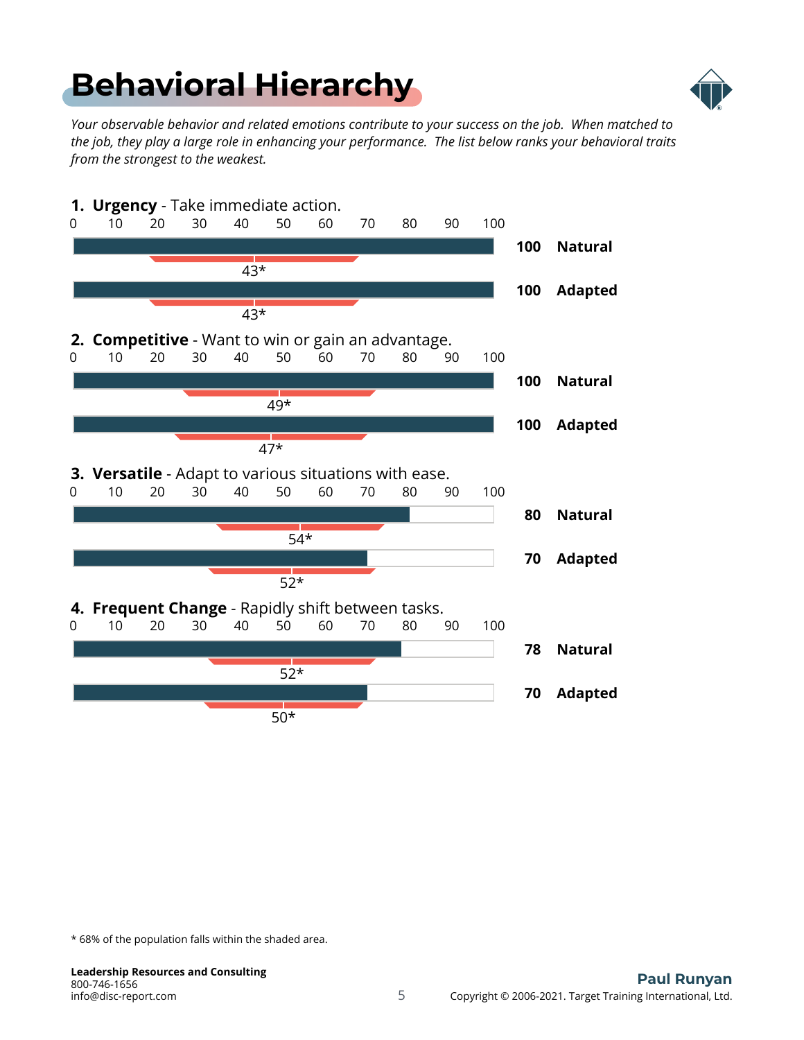# Behavioral Hierarchy

*Your observable behavior and related emotions contribute to your success on the job. When matched to the job, they play a large role in enhancing your performance. The list below ranks your behavioral traits from the strongest to the weakest.*

**1. Urgency** - Take immediate action.

| Score | Type | Population Mean |
|---|---|---|
| 100 | **Natural** | 43* |
| 100 | **Adapted** | 43* |

**2. Competitive** - Want to win or gain an advantage.

| Score | Type | Population Mean |
|---|---|---|
| 100 | **Natural** | 49* |
| 100 | **Adapted** | 47* |

**3. Versatile** - Adapt to various situations with ease.

| Score | Type | Population Mean |
|---|---|---|
| 80 | **Natural** | 54* |
| 70 | **Adapted** | 52* |

**4. Frequent Change** - Rapidly shift between tasks.

| Score | Type | Population Mean |
|---|---|---|
| 78 | **Natural** | 52* |
| 70 | **Adapted** | 50* |

\* 68% of the population falls within the shaded area.

**Leadership Resources and Consulting**
800-746-1656
info@disc-report.com

**Paul Runyan**
Copyright © 2006-2021. Target Training International, Ltd.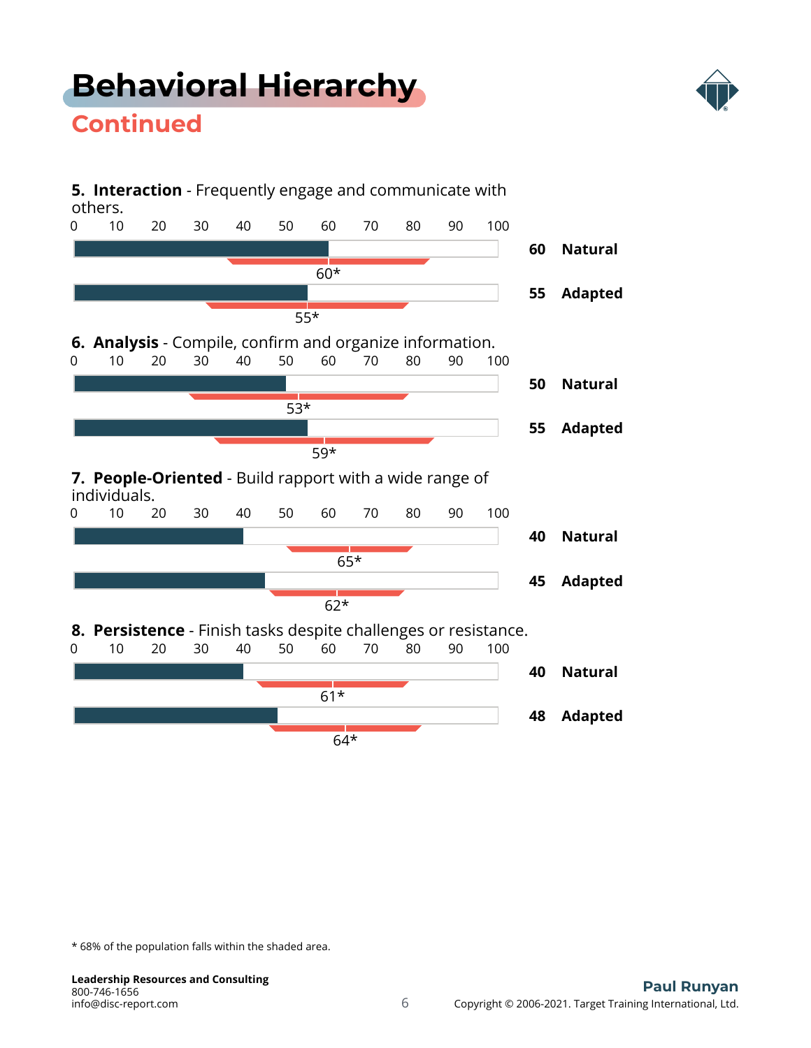# Behavioral Hierarchy

## Continued

**5. Interaction** - Frequently engage and communicate with others.

| Score | Type | Population Mean* |
|---|---|---|
| 60 | Natural | 60* |
| 55 | Adapted | 55* |

**6. Analysis** - Compile, confirm and organize information.

| Score | Type | Population Mean* |
|---|---|---|
| 50 | Natural | 53* |
| 55 | Adapted | 59* |

**7. People-Oriented** - Build rapport with a wide range of individuals.

| Score | Type | Population Mean* |
|---|---|---|
| 40 | Natural | 65* |
| 45 | Adapted | 62* |

**8. Persistence** - Finish tasks despite challenges or resistance.

| Score | Type | Population Mean* |
|---|---|---|
| 40 | Natural | 61* |
| 48 | Adapted | 64* |

* 68% of the population falls within the shaded area.

**Leadership Resources and Consulting**
800-746-1656
info@disc-report.com

**Paul Runyan**
Copyright © 2006-2021. Target Training International, Ltd.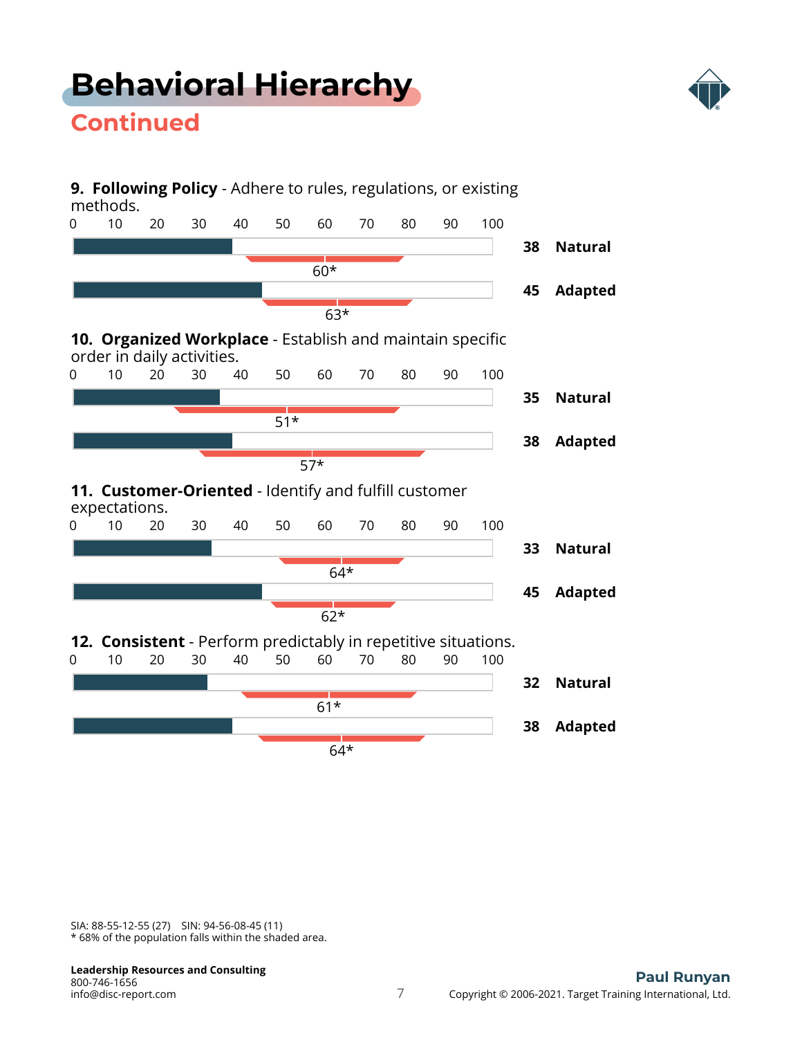# Behavioral Hierarchy

## Continued

**9. Following Policy** - Adhere to rules, regulations, or existing methods.

| | Score | Population Mean |
|---|---|---|
| **Natural** | **38** | 60* |
| **Adapted** | **45** | 63* |

**10. Organized Workplace** - Establish and maintain specific order in daily activities.

| | Score | Population Mean |
|---|---|---|
| **Natural** | **35** | 51* |
| **Adapted** | **38** | 57* |

**11. Customer-Oriented** - Identify and fulfill customer expectations.

| | Score | Population Mean |
|---|---|---|
| **Natural** | **33** | 64* |
| **Adapted** | **45** | 62* |

**12. Consistent** - Perform predictably in repetitive situations.

| | Score | Population Mean |
|---|---|---|
| **Natural** | **32** | 61* |
| **Adapted** | **38** | 64* |

SIA: 88-55-12-55 (27) SIN: 94-56-08-45 (11)
* 68% of the population falls within the shaded area.

**Leadership Resources and Consulting**
800-746-1656
info@disc-report.com

**Paul Runyan**
Copyright © 2006-2021. Target Training International, Ltd.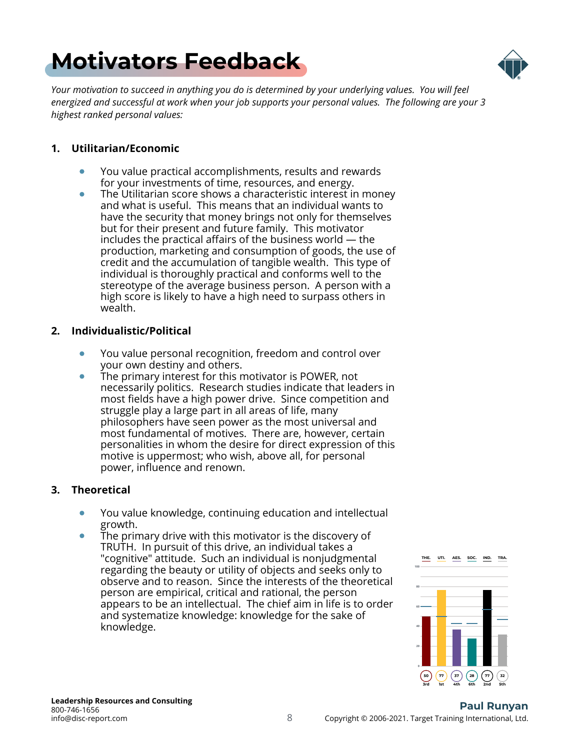# Motivators Feedback

*Your motivation to succeed in anything you do is determined by your underlying values. You will feel energized and successful at work when your job supports your personal values. The following are your 3 highest ranked personal values:*

### 1. Utilitarian/Economic

- You value practical accomplishments, results and rewards for your investments of time, resources, and energy.
- The Utilitarian score shows a characteristic interest in money and what is useful. This means that an individual wants to have the security that money brings not only for themselves but for their present and future family. This motivator includes the practical affairs of the business world — the production, marketing and consumption of goods, the use of credit and the accumulation of tangible wealth. This type of individual is thoroughly practical and conforms well to the stereotype of the average business person. A person with a high score is likely to have a high need to surpass others in wealth.

### 2. Individualistic/Political

- You value personal recognition, freedom and control over your own destiny and others.
- The primary interest for this motivator is POWER, not necessarily politics. Research studies indicate that leaders in most fields have a high power drive. Since competition and struggle play a large part in all areas of life, many philosophers have seen power as the most universal and most fundamental of motives. There are, however, certain personalities in whom the desire for direct expression of this motive is uppermost; who wish, above all, for personal power, influence and renown.

### 3. Theoretical

- You value knowledge, continuing education and intellectual growth.
- The primary drive with this motivator is the discovery of TRUTH. In pursuit of this drive, an individual takes a "cognitive" attitude. Such an individual is nonjudgmental regarding the beauty or utility of objects and seeks only to observe and to reason. Since the interests of the theoretical person are empirical, critical and rational, the person appears to be an intellectual. The chief aim in life is to order and systematize knowledge: knowledge for the sake of knowledge.

| THE. | UTI. | AES. | SOC. | IND. | TRA. |
|---|---|---|---|---|---|
| 50 | 77 | 37 | 28 | 77 | 32 |
| 3rd | 1st | 4th | 6th | 2nd | 5th |

**Leadership Resources and Consulting**
800-746-1656
info@disc-report.com

**Paul Runyan**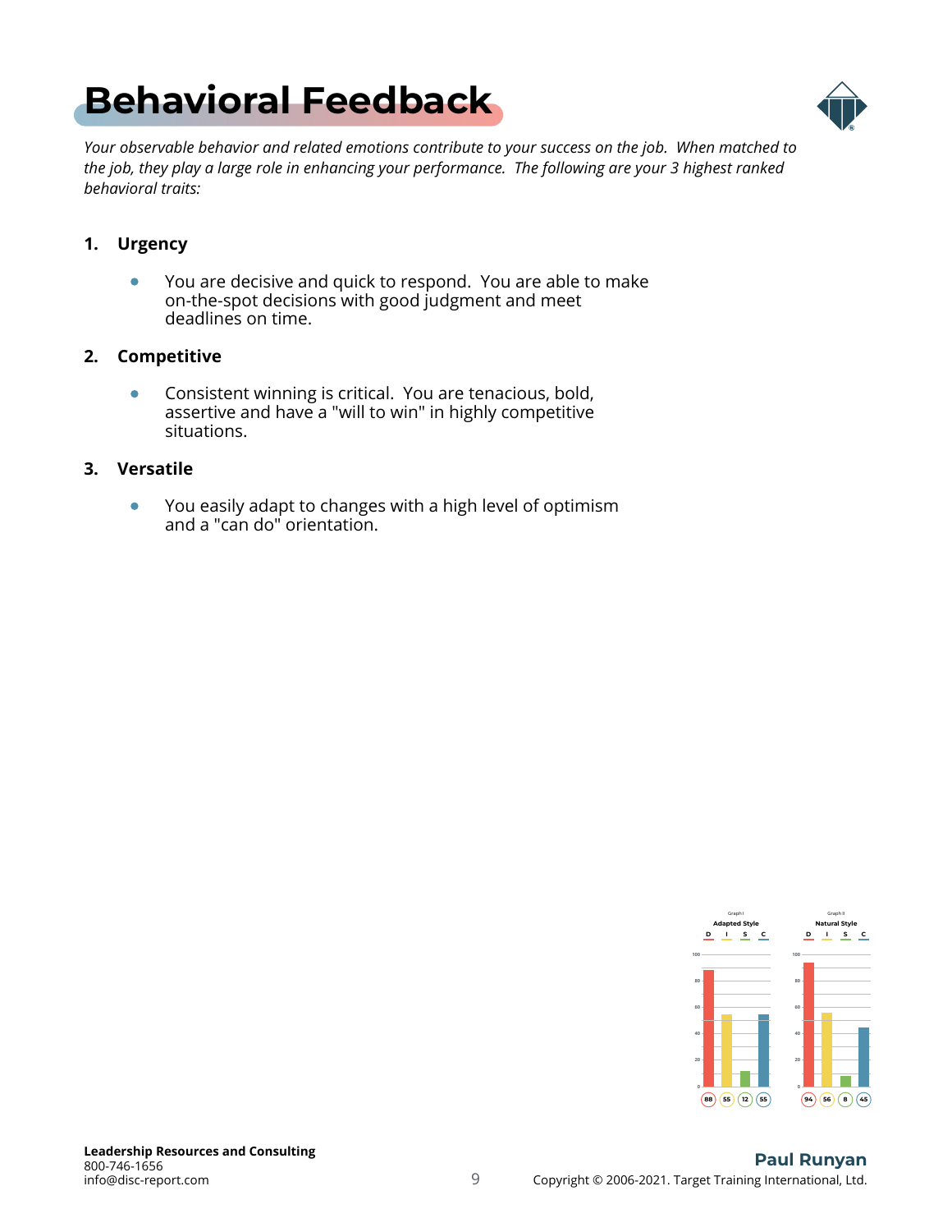# Behavioral Feedback

*Your observable behavior and related emotions contribute to your success on the job. When matched to the job, they play a large role in enhancing your performance. The following are your 3 highest ranked behavioral traits:*

1. **Urgency**
   - You are decisive and quick to respond. You are able to make on-the-spot decisions with good judgment and meet deadlines on time.

2. **Competitive**
   - Consistent winning is critical. You are tenacious, bold, assertive and have a "will to win" in highly competitive situations.

3. **Versatile**
   - You easily adapt to changes with a high level of optimism and a "can do" orientation.

| Graph I: Adapted Style | D | I | S | C |
|---|---|---|---|---|
| | 88 | 55 | 12 | 55 |

| Graph II: Natural Style | D | I | S | C |
|---|---|---|---|---|
| | 94 | 56 | 8 | 45 |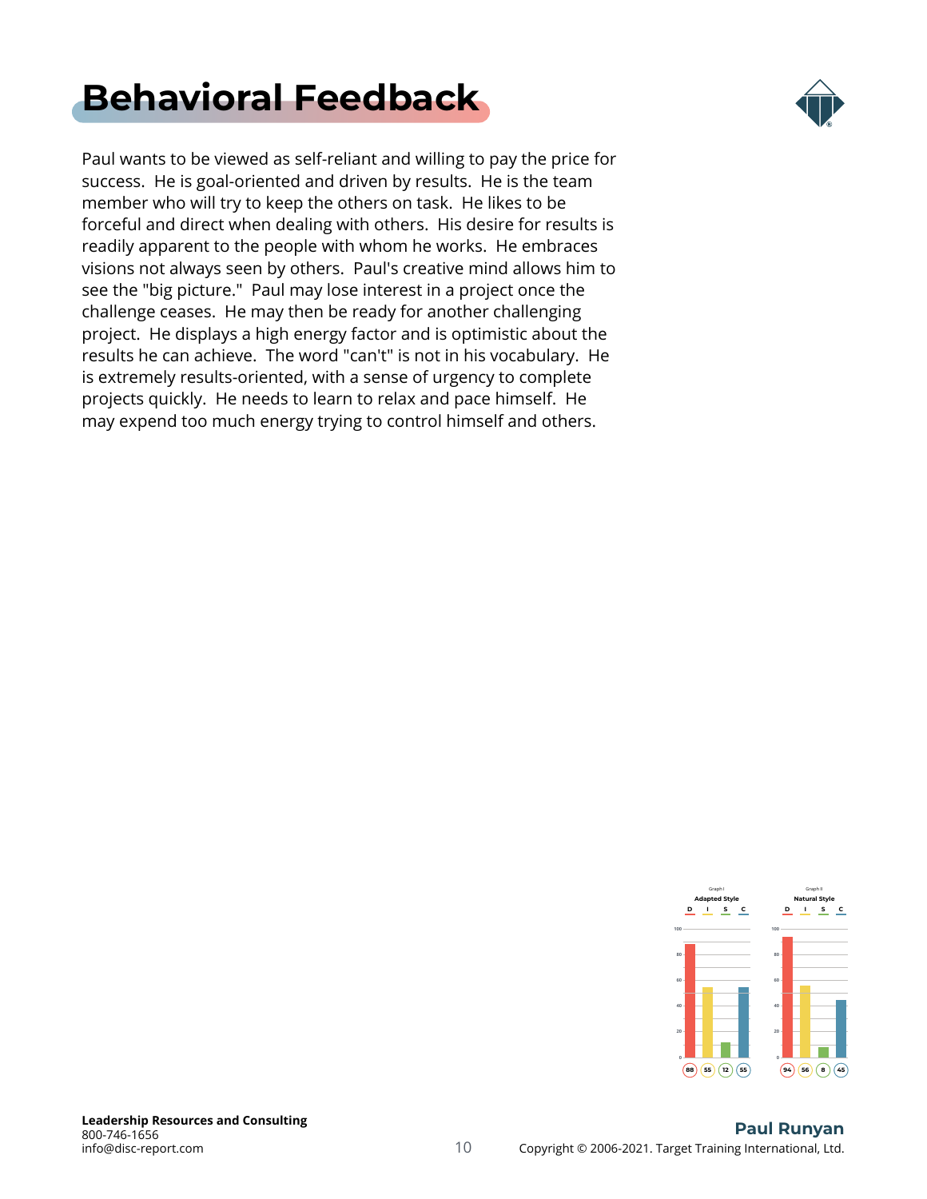# Behavioral Feedback

Paul wants to be viewed as self-reliant and willing to pay the price for success. He is goal-oriented and driven by results. He is the team member who will try to keep the others on task. He likes to be forceful and direct when dealing with others. His desire for results is readily apparent to the people with whom he works. He embraces visions not always seen by others. Paul's creative mind allows him to see the "big picture." Paul may lose interest in a project once the challenge ceases. He may then be ready for another challenging project. He displays a high energy factor and is optimistic about the results he can achieve. The word "can't" is not in his vocabulary. He is extremely results-oriented, with a sense of urgency to complete projects quickly. He needs to learn to relax and pace himself. He may expend too much energy trying to control himself and others.

Graph I
Adapted Style
D I S C
100
80
60
40
20
0
88 55 12 55

Graph II
Natural Style
D I S C
100
80
60
40
20
0
94 56 8 45

**Leadership Resources and Consulting**
800-746-1656
info@disc-report.com

**Paul Runyan**
Copyright © 2006-2021. Target Training International, Ltd.